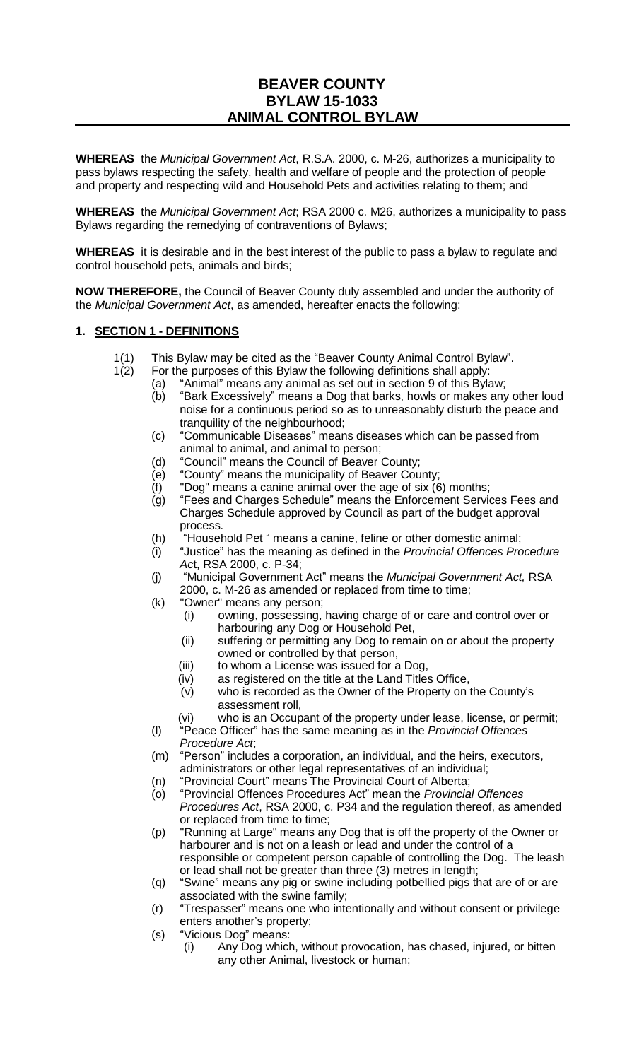# BEAVER COUNTY
# BYLAW 15-1033
# ANIMAL CONTROL BYLAW

**WHEREAS** the *Municipal Government Act*, R.S.A. 2000, c. M-26, authorizes a municipality to pass bylaws respecting the safety, health and welfare of people and the protection of people and property and respecting wild and Household Pets and activities relating to them; and

**WHEREAS** the *Municipal Government Act*; RSA 2000 c. M26, authorizes a municipality to pass Bylaws regarding the remedying of contraventions of Bylaws;

**WHEREAS** it is desirable and in the best interest of the public to pass a bylaw to regulate and control household pets, animals and birds;

**NOW THEREFORE,** the Council of Beaver County duly assembled and under the authority of the *Municipal Government Act*, as amended, hereafter enacts the following:

## 1. SECTION 1 - DEFINITIONS

1(1) This Bylaw may be cited as the "Beaver County Animal Control Bylaw".

1(2) For the purposes of this Bylaw the following definitions shall apply:

(a) "Animal" means any animal as set out in section 9 of this Bylaw;

(b) "Bark Excessively" means a Dog that barks, howls or makes any other loud noise for a continuous period so as to unreasonably disturb the peace and tranquility of the neighbourhood;

(c) "Communicable Diseases" means diseases which can be passed from animal to animal, and animal to person;

(d) "Council" means the Council of Beaver County;

(e) "County" means the municipality of Beaver County;

(f) "Dog" means a canine animal over the age of six (6) months;

(g) "Fees and Charges Schedule" means the Enforcement Services Fees and Charges Schedule approved by Council as part of the budget approval process.

(h) "Household Pet " means a canine, feline or other domestic animal;

(i) "Justice" has the meaning as defined in the *Provincial Offences Procedure Ac*t, RSA 2000, c. P-34;

(j) "Municipal Government Act" means the *Municipal Government Act,* RSA 2000, c. M-26 as amended or replaced from time to time;

(k) "Owner" means any person;

   (i) owning, possessing, having charge of or care and control over or harbouring any Dog or Household Pet,

   (ii) suffering or permitting any Dog to remain on or about the property owned or controlled by that person,

   (iii) to whom a License was issued for a Dog,

   (iv) as registered on the title at the Land Titles Office,

   (v) who is recorded as the Owner of the Property on the County's assessment roll,

   (vi) who is an Occupant of the property under lease, license, or permit;

(l) "Peace Officer" has the same meaning as in the *Provincial Offences Procedure Act*;

(m) "Person" includes a corporation, an individual, and the heirs, executors, administrators or other legal representatives of an individual;

(n) "Provincial Court" means The Provincial Court of Alberta;

(o) "Provincial Offences Procedures Act" mean the *Provincial Offences Procedures Act*, RSA 2000, c. P34 and the regulation thereof, as amended or replaced from time to time;

(p) "Running at Large" means any Dog that is off the property of the Owner or harbourer and is not on a leash or lead and under the control of a responsible or competent person capable of controlling the Dog. The leash or lead shall not be greater than three (3) metres in length;

(q) "Swine" means any pig or swine including potbellied pigs that are of or are associated with the swine family;

(r) "Trespasser" means one who intentionally and without consent or privilege enters another's property;

(s) "Vicious Dog" means:

   (i) Any Dog which, without provocation, has chased, injured, or bitten any other Animal, livestock or human;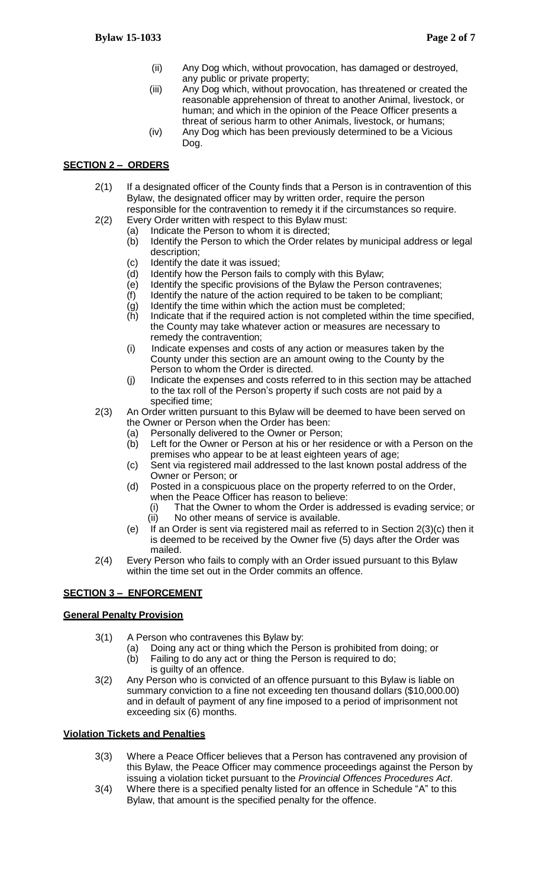(ii) Any Dog which, without provocation, has damaged or destroyed, any public or private property;

(iii) Any Dog which, without provocation, has threatened or created the reasonable apprehension of threat to another Animal, livestock, or human; and which in the opinion of the Peace Officer presents a threat of serious harm to other Animals, livestock, or humans;

(iv) Any Dog which has been previously determined to be a Vicious Dog.

## SECTION 2 – ORDERS

2(1) If a designated officer of the County finds that a Person is in contravention of this Bylaw, the designated officer may by written order, require the person responsible for the contravention to remedy it if the circumstances so require.

2(2) Every Order written with respect to this Bylaw must:

- (a) Indicate the Person to whom it is directed;
- (b) Identify the Person to which the Order relates by municipal address or legal description;
- (c) Identify the date it was issued;
- (d) Identify how the Person fails to comply with this Bylaw;
- (e) Identify the specific provisions of the Bylaw the Person contravenes;
- (f) Identify the nature of the action required to be taken to be compliant;
- (g) Identify the time within which the action must be completed;
- (h) Indicate that if the required action is not completed within the time specified, the County may take whatever action or measures are necessary to remedy the contravention;
- (i) Indicate expenses and costs of any action or measures taken by the County under this section are an amount owing to the County by the Person to whom the Order is directed.
- (j) Indicate the expenses and costs referred to in this section may be attached to the tax roll of the Person's property if such costs are not paid by a specified time;

2(3) An Order written pursuant to this Bylaw will be deemed to have been served on the Owner or Person when the Order has been:

- (a) Personally delivered to the Owner or Person;
- (b) Left for the Owner or Person at his or her residence or with a Person on the premises who appear to be at least eighteen years of age;
- (c) Sent via registered mail addressed to the last known postal address of the Owner or Person; or
- (d) Posted in a conspicuous place on the property referred to on the Order, when the Peace Officer has reason to believe:
  - (i) That the Owner to whom the Order is addressed is evading service; or
  - (ii) No other means of service is available.
- (e) If an Order is sent via registered mail as referred to in Section 2(3)(c) then it is deemed to be received by the Owner five (5) days after the Order was mailed.

2(4) Every Person who fails to comply with an Order issued pursuant to this Bylaw within the time set out in the Order commits an offence.

## SECTION 3 – ENFORCEMENT

### General Penalty Provision

3(1) A Person who contravenes this Bylaw by:

- (a) Doing any act or thing which the Person is prohibited from doing; or
- (b) Failing to do any act or thing the Person is required to do;

is guilty of an offence.

3(2) Any Person who is convicted of an offence pursuant to this Bylaw is liable on summary conviction to a fine not exceeding ten thousand dollars ($10,000.00) and in default of payment of any fine imposed to a period of imprisonment not exceeding six (6) months.

### Violation Tickets and Penalties

3(3) Where a Peace Officer believes that a Person has contravened any provision of this Bylaw, the Peace Officer may commence proceedings against the Person by issuing a violation ticket pursuant to the *Provincial Offences Procedures Act*.

3(4) Where there is a specified penalty listed for an offence in Schedule "A" to this Bylaw, that amount is the specified penalty for the offence.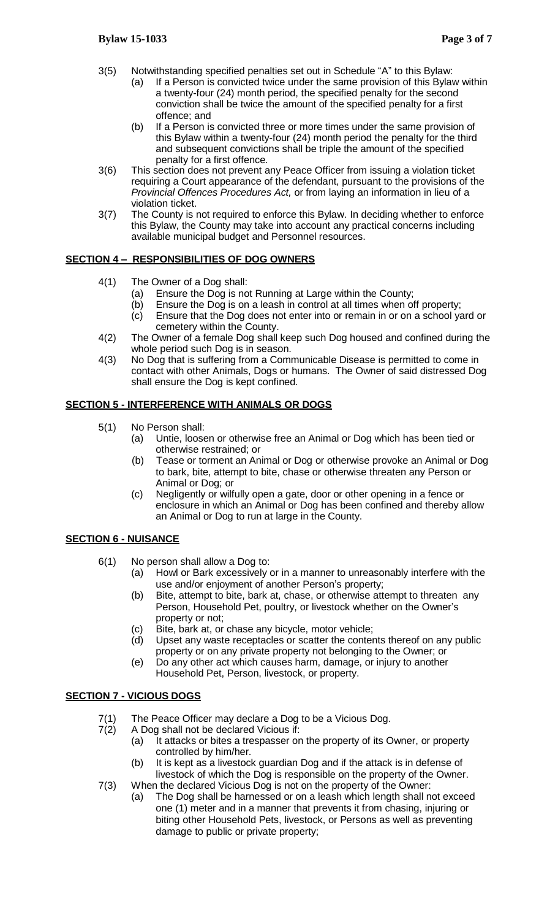3(5) Notwithstanding specified penalties set out in Schedule "A" to this Bylaw:

(a) If a Person is convicted twice under the same provision of this Bylaw within a twenty-four (24) month period, the specified penalty for the second conviction shall be twice the amount of the specified penalty for a first offence; and

(b) If a Person is convicted three or more times under the same provision of this Bylaw within a twenty-four (24) month period the penalty for the third and subsequent convictions shall be triple the amount of the specified penalty for a first offence.

3(6) This section does not prevent any Peace Officer from issuing a violation ticket requiring a Court appearance of the defendant, pursuant to the provisions of the *Provincial Offences Procedures Act,* or from laying an information in lieu of a violation ticket.

3(7) The County is not required to enforce this Bylaw. In deciding whether to enforce this Bylaw, the County may take into account any practical concerns including available municipal budget and Personnel resources.

## **SECTION 4 – RESPONSIBILITIES OF DOG OWNERS**

4(1) The Owner of a Dog shall:

(a) Ensure the Dog is not Running at Large within the County;

(b) Ensure the Dog is on a leash in control at all times when off property;

(c) Ensure that the Dog does not enter into or remain in or on a school yard or cemetery within the County.

4(2) The Owner of a female Dog shall keep such Dog housed and confined during the whole period such Dog is in season.

4(3) No Dog that is suffering from a Communicable Disease is permitted to come in contact with other Animals, Dogs or humans. The Owner of said distressed Dog shall ensure the Dog is kept confined.

## **SECTION 5 - INTERFERENCE WITH ANIMALS OR DOGS**

5(1) No Person shall:

(a) Untie, loosen or otherwise free an Animal or Dog which has been tied or otherwise restrained; or

(b) Tease or torment an Animal or Dog or otherwise provoke an Animal or Dog to bark, bite, attempt to bite, chase or otherwise threaten any Person or Animal or Dog; or

(c) Negligently or wilfully open a gate, door or other opening in a fence or enclosure in which an Animal or Dog has been confined and thereby allow an Animal or Dog to run at large in the County.

## **SECTION 6 - NUISANCE**

6(1) No person shall allow a Dog to:

(a) Howl or Bark excessively or in a manner to unreasonably interfere with the use and/or enjoyment of another Person's property;

(b) Bite, attempt to bite, bark at, chase, or otherwise attempt to threaten any Person, Household Pet, poultry, or livestock whether on the Owner's property or not;

(c) Bite, bark at, or chase any bicycle, motor vehicle;

(d) Upset any waste receptacles or scatter the contents thereof on any public property or on any private property not belonging to the Owner; or

(e) Do any other act which causes harm, damage, or injury to another Household Pet, Person, livestock, or property.

## **SECTION 7 - VICIOUS DOGS**

7(1) The Peace Officer may declare a Dog to be a Vicious Dog.

7(2) A Dog shall not be declared Vicious if:

(a) It attacks or bites a trespasser on the property of its Owner, or property controlled by him/her.

(b) It is kept as a livestock guardian Dog and if the attack is in defense of livestock of which the Dog is responsible on the property of the Owner.

7(3) When the declared Vicious Dog is not on the property of the Owner:

(a) The Dog shall be harnessed or on a leash which length shall not exceed one (1) meter and in a manner that prevents it from chasing, injuring or biting other Household Pets, livestock, or Persons as well as preventing damage to public or private property;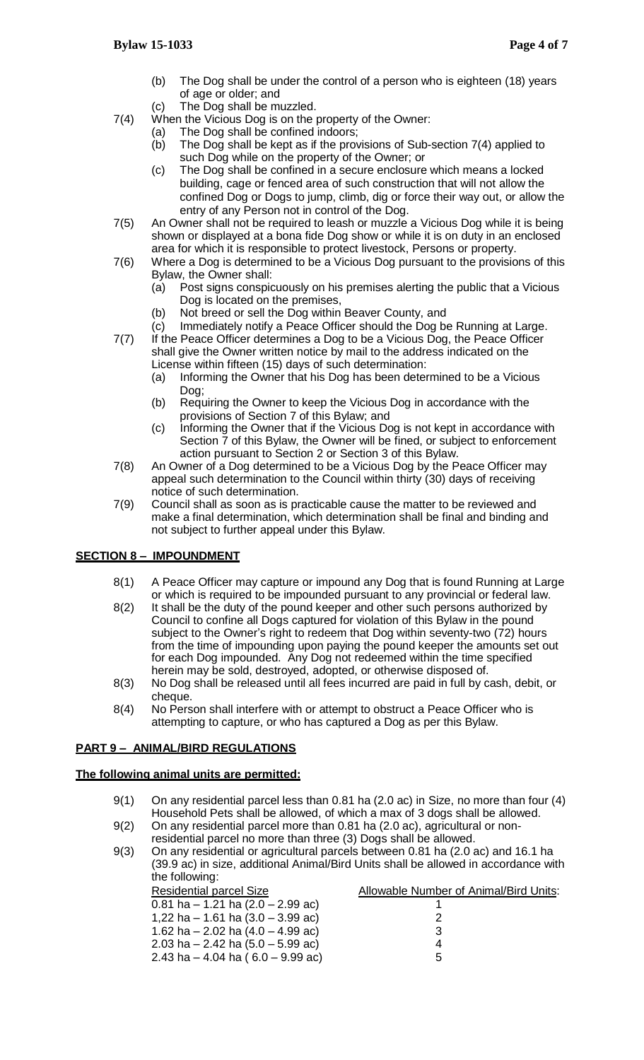- (b) The Dog shall be under the control of a person who is eighteen (18) years of age or older; and
- (c) The Dog shall be muzzled.

7(4) When the Vicious Dog is on the property of the Owner:

- (a) The Dog shall be confined indoors;
- (b) The Dog shall be kept as if the provisions of Sub-section 7(4) applied to such Dog while on the property of the Owner; or
- (c) The Dog shall be confined in a secure enclosure which means a locked building, cage or fenced area of such construction that will not allow the confined Dog or Dogs to jump, climb, dig or force their way out, or allow the entry of any Person not in control of the Dog.

7(5) An Owner shall not be required to leash or muzzle a Vicious Dog while it is being shown or displayed at a bona fide Dog show or while it is on duty in an enclosed area for which it is responsible to protect livestock, Persons or property.

7(6) Where a Dog is determined to be a Vicious Dog pursuant to the provisions of this Bylaw, the Owner shall:

- (a) Post signs conspicuously on his premises alerting the public that a Vicious Dog is located on the premises,
- (b) Not breed or sell the Dog within Beaver County, and
- (c) Immediately notify a Peace Officer should the Dog be Running at Large.

7(7) If the Peace Officer determines a Dog to be a Vicious Dog, the Peace Officer shall give the Owner written notice by mail to the address indicated on the License within fifteen (15) days of such determination:

- (a) Informing the Owner that his Dog has been determined to be a Vicious Dog;
- (b) Requiring the Owner to keep the Vicious Dog in accordance with the provisions of Section 7 of this Bylaw; and
- (c) Informing the Owner that if the Vicious Dog is not kept in accordance with Section 7 of this Bylaw, the Owner will be fined, or subject to enforcement action pursuant to Section 2 or Section 3 of this Bylaw.

7(8) An Owner of a Dog determined to be a Vicious Dog by the Peace Officer may appeal such determination to the Council within thirty (30) days of receiving notice of such determination.

7(9) Council shall as soon as is practicable cause the matter to be reviewed and make a final determination, which determination shall be final and binding and not subject to further appeal under this Bylaw.

## SECTION 8 – IMPOUNDMENT

8(1) A Peace Officer may capture or impound any Dog that is found Running at Large or which is required to be impounded pursuant to any provincial or federal law.

8(2) It shall be the duty of the pound keeper and other such persons authorized by Council to confine all Dogs captured for violation of this Bylaw in the pound subject to the Owner's right to redeem that Dog within seventy-two (72) hours from the time of impounding upon paying the pound keeper the amounts set out for each Dog impounded. Any Dog not redeemed within the time specified herein may be sold, destroyed, adopted, or otherwise disposed of.

8(3) No Dog shall be released until all fees incurred are paid in full by cash, debit, or cheque.

8(4) No Person shall interfere with or attempt to obstruct a Peace Officer who is attempting to capture, or who has captured a Dog as per this Bylaw.

## PART 9 – ANIMAL/BIRD REGULATIONS

**The following animal units are permitted:**

9(1) On any residential parcel less than 0.81 ha (2.0 ac) in Size, no more than four (4) Household Pets shall be allowed, of which a max of 3 dogs shall be allowed.

9(2) On any residential parcel more than 0.81 ha (2.0 ac), agricultural or non-residential parcel no more than three (3) Dogs shall be allowed.

9(3) On any residential or agricultural parcels between 0.81 ha (2.0 ac) and 16.1 ha (39.9 ac) in size, additional Animal/Bird Units shall be allowed in accordance with the following:

| Residential parcel Size | Allowable Number of Animal/Bird Units: |
|---|---|
| 0.81 ha – 1.21 ha (2.0 – 2.99 ac) | 1 |
| 1,22 ha – 1.61 ha (3.0 – 3.99 ac) | 2 |
| 1.62 ha – 2.02 ha (4.0 – 4.99 ac) | 3 |
| 2.03 ha – 2.42 ha (5.0 – 5.99 ac) | 4 |
| 2.43 ha – 4.04 ha ( 6.0 – 9.99 ac) | 5 |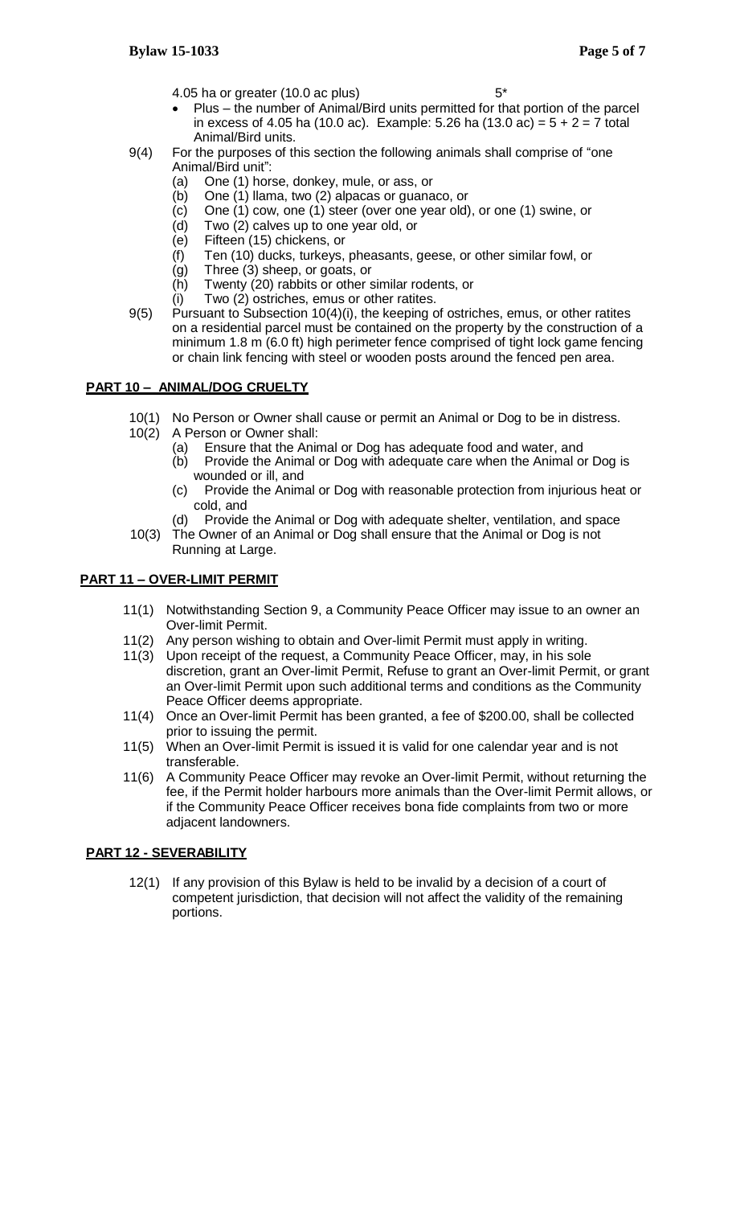4.05 ha or greater (10.0 ac plus) 5*

- Plus – the number of Animal/Bird units permitted for that portion of the parcel in excess of 4.05 ha (10.0 ac). Example: 5.26 ha (13.0 ac) = 5 + 2 = 7 total Animal/Bird units.

9(4) For the purposes of this section the following animals shall comprise of "one Animal/Bird unit":

- (a) One (1) horse, donkey, mule, or ass, or
- (b) One (1) llama, two (2) alpacas or guanaco, or
- (c) One (1) cow, one (1) steer (over one year old), or one (1) swine, or
- (d) Two (2) calves up to one year old, or
- (e) Fifteen (15) chickens, or
- (f) Ten (10) ducks, turkeys, pheasants, geese, or other similar fowl, or
- (g) Three (3) sheep, or goats, or
- (h) Twenty (20) rabbits or other similar rodents, or
- (i) Two (2) ostriches, emus or other ratites.

9(5) Pursuant to Subsection 10(4)(i), the keeping of ostriches, emus, or other ratites on a residential parcel must be contained on the property by the construction of a minimum 1.8 m (6.0 ft) high perimeter fence comprised of tight lock game fencing or chain link fencing with steel or wooden posts around the fenced pen area.

## PART 10 – ANIMAL/DOG CRUELTY

10(1) No Person or Owner shall cause or permit an Animal or Dog to be in distress.

10(2) A Person or Owner shall:

- (a) Ensure that the Animal or Dog has adequate food and water, and
- (b) Provide the Animal or Dog with adequate care when the Animal or Dog is wounded or ill, and
- (c) Provide the Animal or Dog with reasonable protection from injurious heat or cold, and
- (d) Provide the Animal or Dog with adequate shelter, ventilation, and space

10(3) The Owner of an Animal or Dog shall ensure that the Animal or Dog is not Running at Large.

## PART 11 – OVER-LIMIT PERMIT

11(1) Notwithstanding Section 9, a Community Peace Officer may issue to an owner an Over-limit Permit.

11(2) Any person wishing to obtain and Over-limit Permit must apply in writing.

11(3) Upon receipt of the request, a Community Peace Officer, may, in his sole discretion, grant an Over-limit Permit, Refuse to grant an Over-limit Permit, or grant an Over-limit Permit upon such additional terms and conditions as the Community Peace Officer deems appropriate.

11(4) Once an Over-limit Permit has been granted, a fee of $200.00, shall be collected prior to issuing the permit.

11(5) When an Over-limit Permit is issued it is valid for one calendar year and is not transferable.

11(6) A Community Peace Officer may revoke an Over-limit Permit, without returning the fee, if the Permit holder harbours more animals than the Over-limit Permit allows, or if the Community Peace Officer receives bona fide complaints from two or more adjacent landowners.

## PART 12 - SEVERABILITY

12(1) If any provision of this Bylaw is held to be invalid by a decision of a court of competent jurisdiction, that decision will not affect the validity of the remaining portions.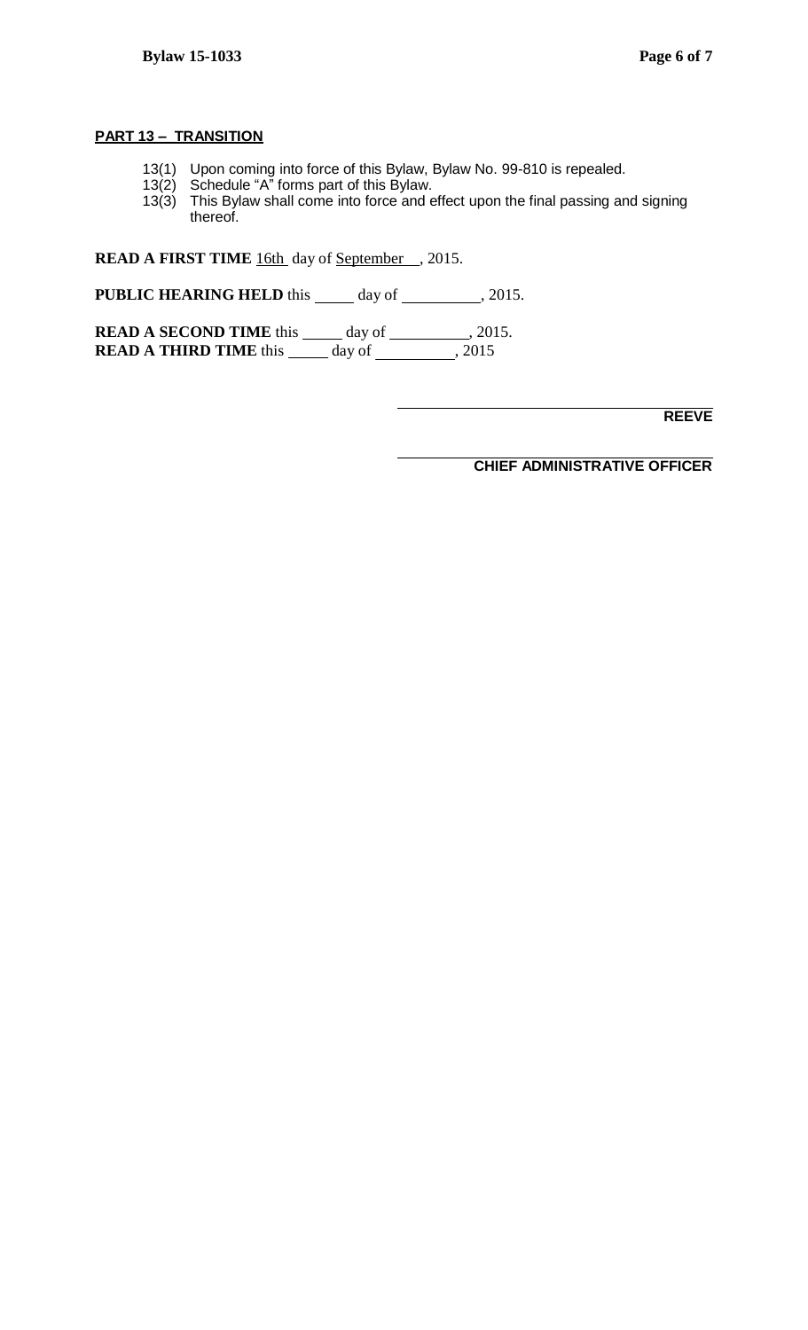**PART 13 – TRANSITION**

13(1) Upon coming into force of this Bylaw, Bylaw No. 99-810 is repealed.
13(2) Schedule "A" forms part of this Bylaw.
13(3) This Bylaw shall come into force and effect upon the final passing and signing thereof.

**READ A FIRST TIME** 16th day of September , 2015.

**PUBLIC HEARING HELD** this _____ day of __________, 2015.

**READ A SECOND TIME** this _____ day of __________, 2015.
**READ A THIRD TIME** this _____ day of __________, 2015

____________________________________
**REEVE**

____________________________________
**CHIEF ADMINISTRATIVE OFFICER**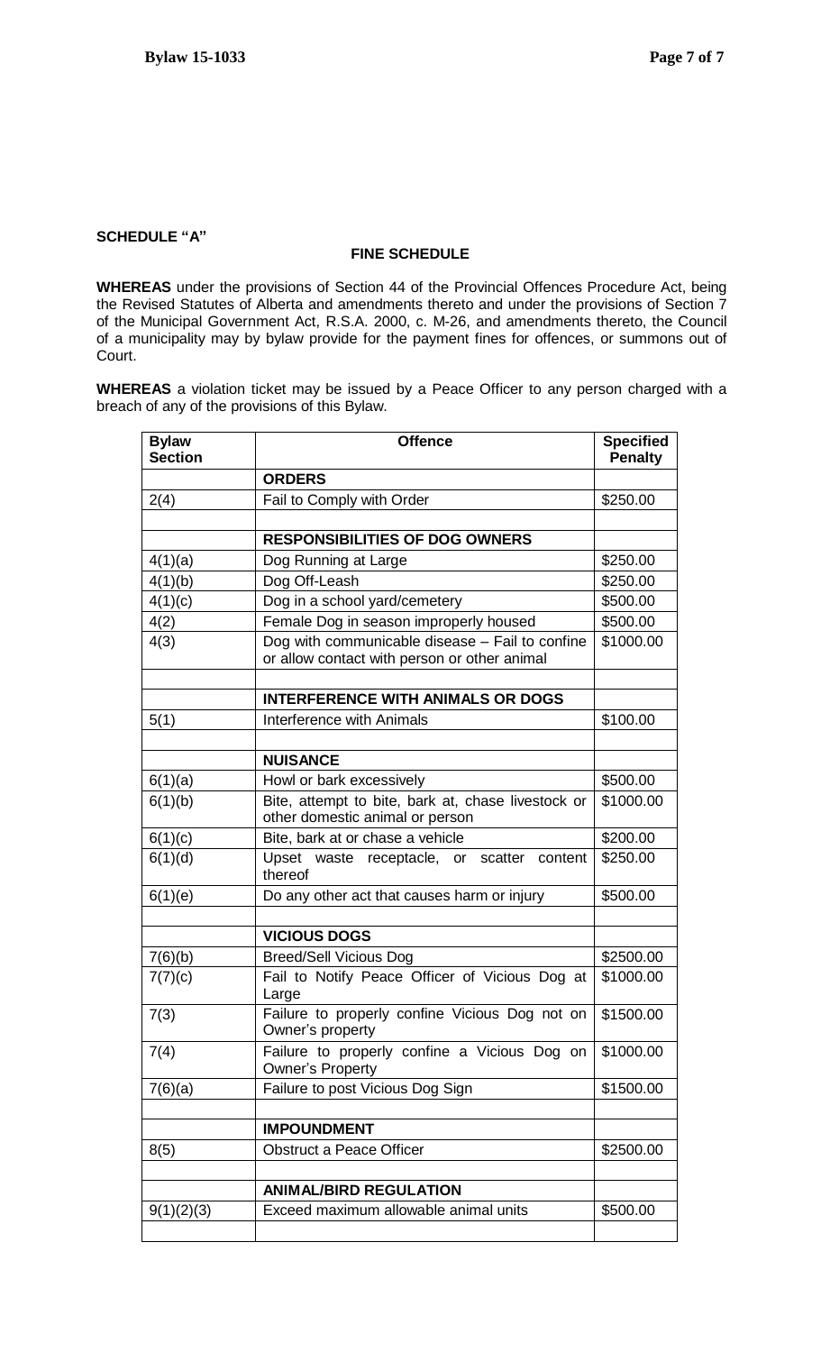**SCHEDULE "A"**

**FINE SCHEDULE**

**WHEREAS** under the provisions of Section 44 of the Provincial Offences Procedure Act, being the Revised Statutes of Alberta and amendments thereto and under the provisions of Section 7 of the Municipal Government Act, R.S.A. 2000, c. M-26, and amendments thereto, the Council of a municipality may by bylaw provide for the payment fines for offences, or summons out of Court.

**WHEREAS** a violation ticket may be issued by a Peace Officer to any person charged with a breach of any of the provisions of this Bylaw.

| Bylaw Section | Offence | Specified Penalty |
|---|---|---|
| | **ORDERS** | |
| 2(4) | Fail to Comply with Order | $250.00 |
| | | |
| | **RESPONSIBILITIES OF DOG OWNERS** | |
| 4(1)(a) | Dog Running at Large | $250.00 |
| 4(1)(b) | Dog Off-Leash | $250.00 |
| 4(1)(c) | Dog in a school yard/cemetery | $500.00 |
| 4(2) | Female Dog in season improperly housed | $500.00 |
| 4(3) | Dog with communicable disease – Fail to confine or allow contact with person or other animal | $1000.00 |
| | | |
| | **INTERFERENCE WITH ANIMALS OR DOGS** | |
| 5(1) | Interference with Animals | $100.00 |
| | | |
| | **NUISANCE** | |
| 6(1)(a) | Howl or bark excessively | $500.00 |
| 6(1)(b) | Bite, attempt to bite, bark at, chase livestock or other domestic animal or person | $1000.00 |
| 6(1)(c) | Bite, bark at or chase a vehicle | $200.00 |
| 6(1)(d) | Upset waste receptacle, or scatter content thereof | $250.00 |
| 6(1)(e) | Do any other act that causes harm or injury | $500.00 |
| | | |
| | **VICIOUS DOGS** | |
| 7(6)(b) | Breed/Sell Vicious Dog | $2500.00 |
| 7(7)(c) | Fail to Notify Peace Officer of Vicious Dog at Large | $1000.00 |
| 7(3) | Failure to properly confine Vicious Dog not on Owner's property | $1500.00 |
| 7(4) | Failure to properly confine a Vicious Dog on Owner's Property | $1000.00 |
| 7(6)(a) | Failure to post Vicious Dog Sign | $1500.00 |
| | | |
| | **IMPOUNDMENT** | |
| 8(5) | Obstruct a Peace Officer | $2500.00 |
| | | |
| | **ANIMAL/BIRD REGULATION** | |
| 9(1)(2)(3) | Exceed maximum allowable animal units | $500.00 |
| | | |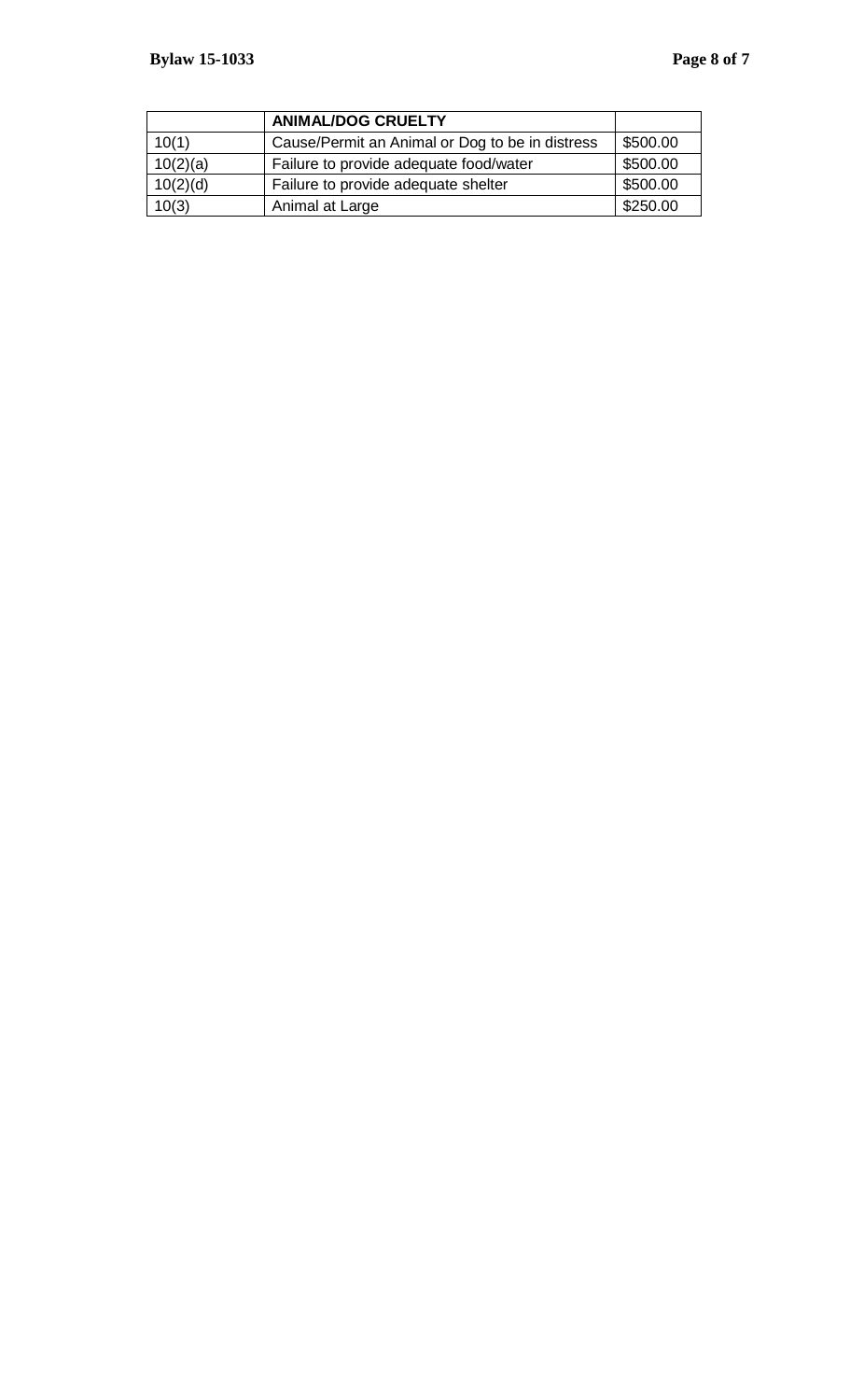| | ANIMAL/DOG CRUELTY | |
|---|---|---|
| 10(1) | Cause/Permit an Animal or Dog to be in distress | $500.00 |
| 10(2)(a) | Failure to provide adequate food/water | $500.00 |
| 10(2)(d) | Failure to provide adequate shelter | $500.00 |
| 10(3) | Animal at Large | $250.00 |